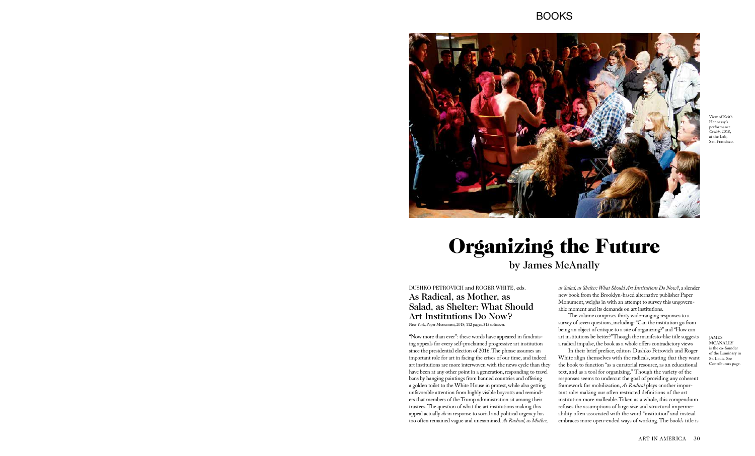BOOKS

View of Keith Hennessy's performance *Crotch*, 2018, at the Lab, San Francisco.

# Organizing the Future

## by James McAnally

DUSHKO PETROVICH and ROGER WHITE, eds.

### As Radical, as Mother, as Salad, as Shelter: What Should Art Institutions Do Now?

New York, Paper Monument, 2018; 112 pages, $15 softcover.

"Now more than ever": these words have appeared in fundraising appeals for every self-proclaimed progressive art institution since the presidential election of 2016. The phrase assumes an important role for art in facing the crises of our time, and indeed art institutions are more interwoven with the news cycle than they have been at any other point in a generation, responding to travel bans by hanging paintings from banned countries and offering a golden toilet to the White House in protest, while also getting unfavorable attention from highly visible boycotts and reminders that members of the Trump administration sit among their trustees. The question of what the art institutions making this appeal actually *do* in response to social and political urgency has too often remained vague and unexamined. *As Radical, as Mother, as Salad, as Shelter: What Should Art Institutions Do Now?*, a slender new book from the Brooklyn-based alternative publisher Paper Monument, weighs in with an attempt to survey this ungovernable moment and its demands on art institutions.

The volume comprises thirty wide-ranging responses to a survey of seven questions, including: "Can the institution go from being an object of critique to a site of organizing?" and "How can art institutions be better?" Though the manifesto-like title suggests a radical impulse, the book as a whole offers contradictory views

In their brief preface, editors Dushko Petrovich and Roger White align themselves with the radicals, stating that they want the book to function "as a curatorial resource, as an educational text, and as a tool for organizing." Though the variety of the responses seems to undercut the goal of providing any coherent framework for mobilization, *As Radical* plays another important role: making our often restricted definitions of the art institution more malleable. Taken as a whole, this compendium refuses the assumptions of large size and structural impermeability often associated with the word "institution" and instead embraces more open-ended ways of working. The book's title is

JAMES MCANALLY is the co-founder of the Luminary in St. Louis. See Contributors page.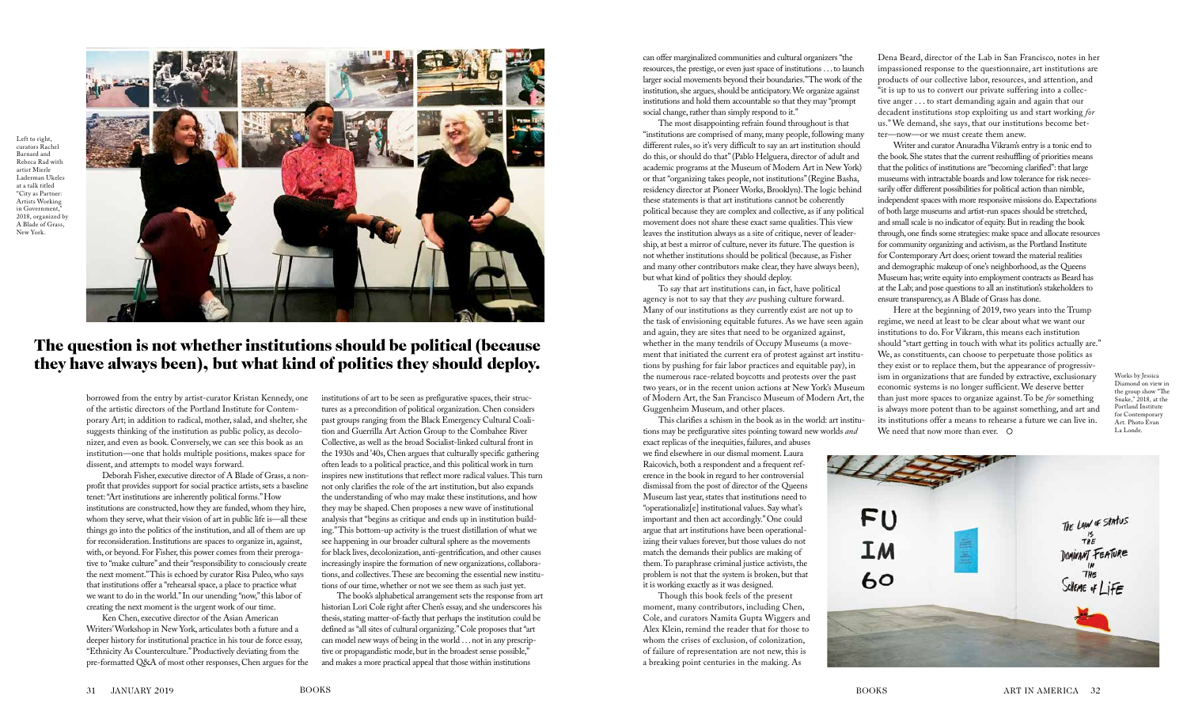Left to right, curators Rachel Barnard and Rebeca Rad with artist Mierle Laderman Ukeles at a talk titled "City as Partner: Artists Working in Government," 2018, organized by A Blade of Grass, New York.

## The question is not whether institutions should be political (because they have always been), but what kind of politics they should deploy.

borrowed from the entry by artist-curator Kristan Kennedy, one of the artistic directors of the Portland Institute for Contemporary Art; in addition to radical, mother, salad, and shelter, she suggests thinking of the institution as public policy, as decolonizer, and even as book. Conversely, we can see this book as an institution—one that holds multiple positions, makes space for dissent, and attempts to model ways forward.

Deborah Fisher, executive director of A Blade of Grass, a nonprofit that provides support for social practice artists, sets a baseline tenet: "Art institutions are inherently political forms." How institutions are constructed, how they are funded, whom they hire, whom they serve, what their vision of art in public life is—all these things go into the politics of the institution, and all of them are up for reconsideration. Institutions are spaces to organize in, against, with, or beyond. For Fisher, this power comes from their prerogative to "make culture" and their "responsibility to consciously create the next moment." This is echoed by curator Risa Puleo, who says that institutions offer a "rehearsal space, a place to practice what we want to do in the world." In our unending "now," this labor of creating the next moment is the urgent work of our time.

Ken Chen, executive director of the Asian American Writers' Workshop in New York, articulates both a future and a deeper history for institutional practice in his tour de force essay, "Ethnicity As Counterculture." Productively deviating from the pre-formatted Q&A of most other responses, Chen argues for the institutions of art to be seen as prefigurative spaces, their structures as a precondition of political organization. Chen considers past groups ranging from the Black Emergency Cultural Coalition and Guerrilla Art Action Group to the Combahee River Collective, as well as the broad Socialist-linked cultural front in the 1930s and '40s, Chen argues that culturally specific gathering often leads to a political practice, and this political work in turn inspires new institutions that reflect more radical values. This turn not only clarifies the role of the art institution, but also expands the understanding of who may make these institutions, and how they may be shaped. Chen proposes a new wave of institutional analysis that "begins as critique and ends up in institution building." This bottom-up activity is the truest distillation of what we see happening in our broader cultural sphere as the movements for black lives, decolonization, anti-gentrification, and other causes increasingly inspire the formation of new organizations, collaborations, and collectives. These are becoming the essential new institutions of our time, whether or not we see them as such just yet.

The book's alphabetical arrangement sets the response from art historian Lori Cole right after Chen's essay, and she underscores his thesis, stating matter-of-factly that perhaps the institution could be defined as "all sites of cultural organizing." Cole proposes that "art can model new ways of being in the world . . . not in any prescriptive or propagandistic mode, but in the broadest sense possible," and makes a more practical appeal that those within institutions can offer marginalized communities and cultural organizers "the resources, the prestige, or even just space of institutions . . . to launch larger social movements beyond their boundaries." The work of the institution, she argues, should be anticipatory. We organize against institutions and hold them accountable so that they may "prompt social change, rather than simply respond to it."

The most disappointing refrain found throughout is that "institutions are comprised of many, many people, following many different rules, so it's very difficult to say an art institution should do this, or should do that" (Pablo Helguera, director of adult and academic programs at the Museum of Modern Art in New York) or that "organizing takes people, not institutions" (Regine Basha, residency director at Pioneer Works, Brooklyn). The logic behind these statements is that art institutions cannot be coherently political because they are complex and collective, as if any political movement does not share these exact same qualities. This view leaves the institution always as a site of critique, never of leadership, at best a mirror of culture, never its future. The question is not whether institutions should be political (because, as Fisher and many other contributors make clear, they have always been), but what kind of politics they should deploy.

To say that art institutions can, in fact, have political agency is not to say that they *are* pushing culture forward. Many of our institutions as they currently exist are not up to the task of envisioning equitable futures. As we have seen again and again, they are sites that need to be organized against, whether in the many tendrils of Occupy Museums (a movement that initiated the current era of protest against art institutions by pushing for fair labor practices and equitable pay), in the numerous race-related boycotts and protests over the past two years, or in the recent union actions at New York's Museum of Modern Art, the San Francisco Museum of Modern Art, the Guggenheim Museum, and other places.

This clarifies a schism in the book as in the world: art institutions may be prefigurative sites pointing toward new worlds *and* exact replicas of the inequities, failures, and abuses we find elsewhere in our dismal moment. Laura Raicovich, both a respondent and a frequent reference in the book in regard to her controversial dismissal from the post of director of the Queens Museum last year, states that institutions need to "operationaliz[e] institutional values. Say what's important and then act accordingly." One could argue that art institutions have been operationalizing their values forever, but those values do not match the demands their publics are making of them. To paraphrase criminal justice activists, the problem is not that the system is broken, but that it is working exactly as it was designed.

Though this book feels of the present moment, many contributors, including Chen, Cole, and curators Namita Gupta Wiggers and Alex Klein, remind the reader that for those to whom the crises of exclusion, of colonization, of failure of representation are not new, this is a breaking point centuries in the making. As Dena Beard, director of the Lab in San Francisco, notes in her impassioned response to the questionnaire, art institutions are products of our collective labor, resources, and attention, and "it is up to us to convert our private suffering into a collective anger . . . to start demanding again and again that our decadent institutions stop exploiting us and start working *for* us." We demand, she says, that our institutions become better—now—or we must create them anew.

Writer and curator Anuradha Vikram's entry is a tonic end to the book. She states that the current reshuffling of priorities means that the politics of institutions are "becoming clarified": that large museums with intractable boards and low tolerance for risk necessarily offer different possibilities for political action than nimble, independent spaces with more responsive missions do. Expectations of both large museums and artist-run spaces should be stretched, and small scale is no indicator of equity. But in reading the book through, one finds some strategies: make space and allocate resources for community organizing and activism, as the Portland Institute for Contemporary Art does; orient toward the material realities and demographic makeup of one's neighborhood, as the Queens Museum has; write equity into employment contracts as Beard has at the Lab; and pose questions to all an institution's stakeholders to ensure transparency, as A Blade of Grass has done.

Here at the beginning of 2019, two years into the Trump regime, we need at least to be clear about what we want our institutions to do. For Vikram, this means each institution should "start getting in touch with what its politics actually are." We, as constituents, can choose to perpetuate those politics as they exist or to replace them, but the appearance of progressivism in organizations that are funded by extractive, exclusionary economic systems is no longer sufficient. We deserve better than just more spaces to organize against. To be *for* something is always more potent than to be against something, and art and its institutions offer a means to rehearse a future we can live in. We need that now more than ever. ○

Works by Jessica Diamond on view in the group show "The Snake," 2018, at the Portland Institute for Contemporary Art. Photo Evan La Londe.